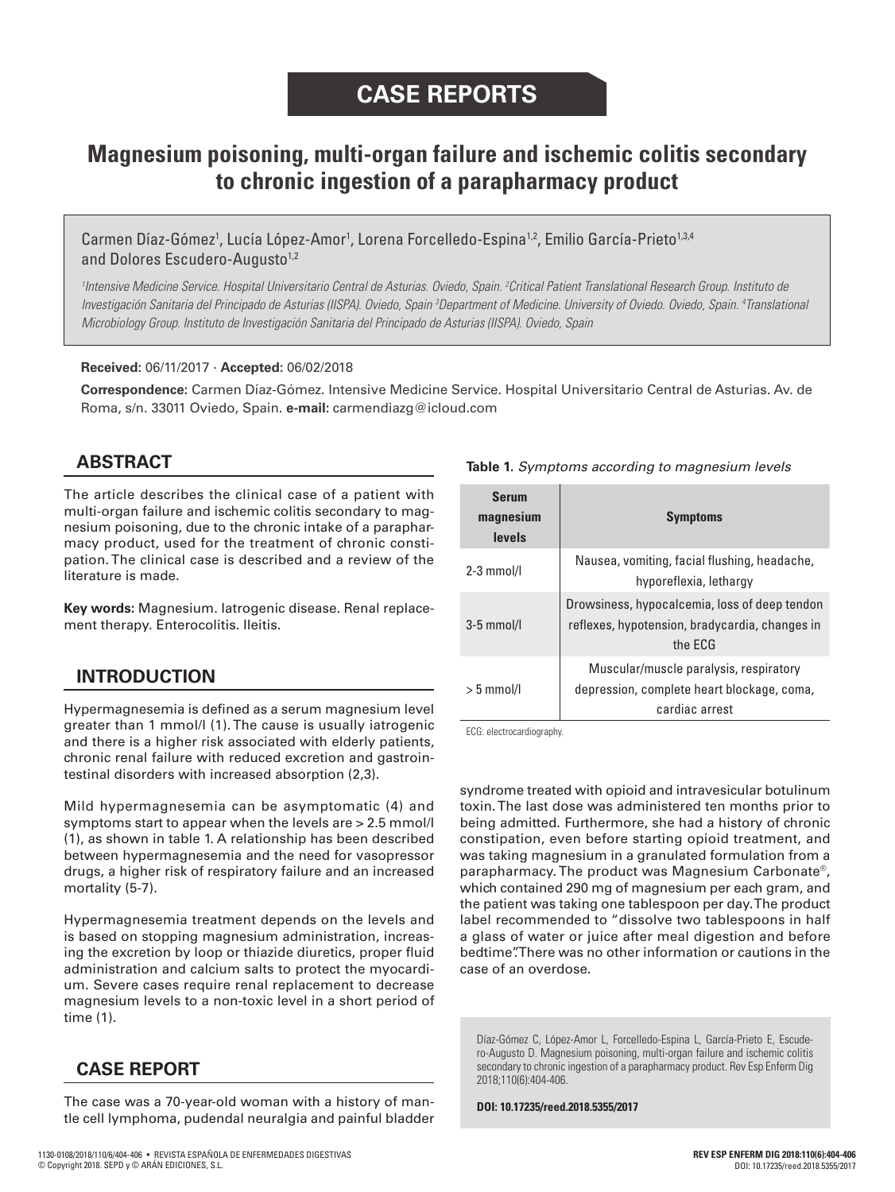# CASE REPORTS

## Magnesium poisoning, multi-organ failure and ischemic colitis secondary to chronic ingestion of a parapharmacy product

Carmen Díaz-Gómez[1], Lucía López-Amor[1], Lorena Forcelledo-Espina[1,2], Emilio García-Prieto[1,3,4] and Dolores Escudero-Augusto[1,2]

*[1]Intensive Medicine Service. Hospital Universitario Central de Asturias. Oviedo, Spain. [2]Critical Patient Translational Research Group. Instituto de Investigación Sanitaria del Principado de Asturias (IISPA). Oviedo, Spain [3]Department of Medicine. University of Oviedo. Oviedo, Spain. [4]Translational Microbiology Group. Instituto de Investigación Sanitaria del Principado de Asturias (IISPA). Oviedo, Spain*

**Received:** 06/11/2017 · **Accepted:** 06/02/2018

**Correspondence:** Carmen Díaz-Gómez. Intensive Medicine Service. Hospital Universitario Central de Asturias. Av. de Roma, s/n. 33011 Oviedo, Spain. **e-mail:** carmendiazg@icloud.com

## ABSTRACT

The article describes the clinical case of a patient with multi-organ failure and ischemic colitis secondary to magnesium poisoning, due to the chronic intake of a parapharmacy product, used for the treatment of chronic constipation. The clinical case is described and a review of the literature is made.

**Key words:** Magnesium. Iatrogenic disease. Renal replacement therapy. Enterocolitis. Ileitis.

## INTRODUCTION

Hypermagnesemia is defined as a serum magnesium level greater than 1 mmol/l (1). The cause is usually iatrogenic and there is a higher risk associated with elderly patients, chronic renal failure with reduced excretion and gastrointestinal disorders with increased absorption (2,3).

Mild hypermagnesemia can be asymptomatic (4) and symptoms start to appear when the levels are > 2.5 mmol/l (1), as shown in table 1. A relationship has been described between hypermagnesemia and the need for vasopressor drugs, a higher risk of respiratory failure and an increased mortality (5-7).

Hypermagnesemia treatment depends on the levels and is based on stopping magnesium administration, increasing the excretion by loop or thiazide diuretics, proper fluid administration and calcium salts to protect the myocardium. Severe cases require renal replacement to decrease magnesium levels to a non-toxic level in a short period of time (1).

**Table 1.** *Symptoms according to magnesium levels*

| Serum magnesium levels | Symptoms |
|---|---|
| 2-3 mmol/l | Nausea, vomiting, facial flushing, headache, hyporeflexia, lethargy |
| 3-5 mmol/l | Drowsiness, hypocalcemia, loss of deep tendon reflexes, hypotension, bradycardia, changes in the ECG |
| > 5 mmol/l | Muscular/muscle paralysis, respiratory depression, complete heart blockage, coma, cardiac arrest |

ECG: electrocardiography.

## CASE REPORT

The case was a 70-year-old woman with a history of mantle cell lymphoma, pudendal neuralgia and painful bladder syndrome treated with opioid and intravesicular botulinum toxin. The last dose was administered ten months prior to being admitted. Furthermore, she had a history of chronic constipation, even before starting opioid treatment, and was taking magnesium in a granulated formulation from a parapharmacy. The product was Magnesium Carbonate®, which contained 290 mg of magnesium per each gram, and the patient was taking one tablespoon per day. The product label recommended to "dissolve two tablespoons in half a glass of water or juice after meal digestion and before bedtime". There was no other information or cautions in the case of an overdose.

Díaz-Gómez C, López-Amor L, Forcelledo-Espina L, García-Prieto E, Escudero-Augusto D. Magnesium poisoning, multi-organ failure and ischemic colitis secondary to chronic ingestion of a parapharmacy product. Rev Esp Enferm Dig 2018;110(6):404-406.

**DOI: 10.17235/reed.2018.5355/2017**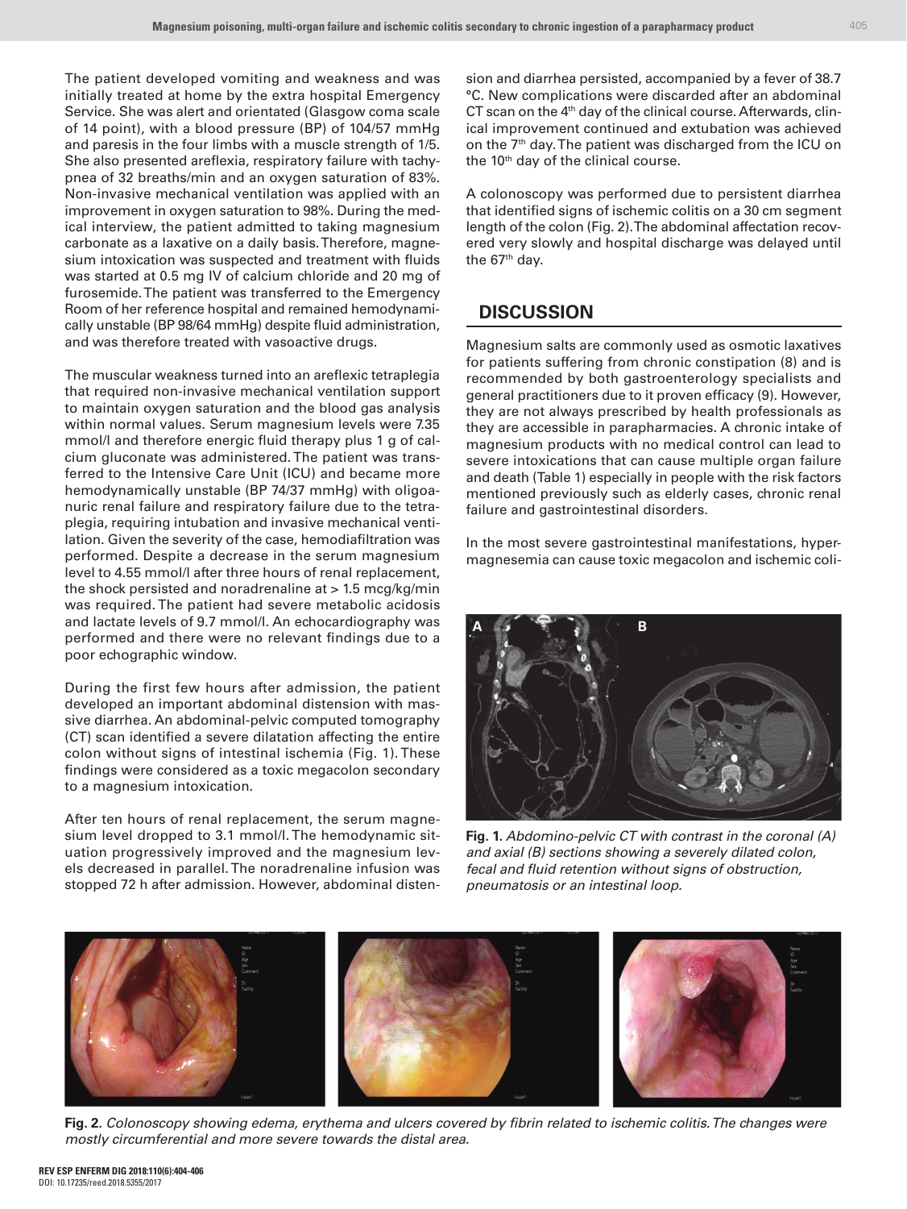The patient developed vomiting and weakness and was initially treated at home by the extra hospital Emergency Service. She was alert and orientated (Glasgow coma scale of 14 point), with a blood pressure (BP) of 104/57 mmHg and paresis in the four limbs with a muscle strength of 1/5. She also presented areflexia, respiratory failure with tachypnea of 32 breaths/min and an oxygen saturation of 83%. Non-invasive mechanical ventilation was applied with an improvement in oxygen saturation to 98%. During the medical interview, the patient admitted to taking magnesium carbonate as a laxative on a daily basis. Therefore, magnesium intoxication was suspected and treatment with fluids was started at 0.5 mg IV of calcium chloride and 20 mg of furosemide. The patient was transferred to the Emergency Room of her reference hospital and remained hemodynamically unstable (BP 98/64 mmHg) despite fluid administration, and was therefore treated with vasoactive drugs.

The muscular weakness turned into an areflexic tetraplegia that required non-invasive mechanical ventilation support to maintain oxygen saturation and the blood gas analysis within normal values. Serum magnesium levels were 7.35 mmol/l and therefore energic fluid therapy plus 1 g of calcium gluconate was administered. The patient was transferred to the Intensive Care Unit (ICU) and became more hemodynamically unstable (BP 74/37 mmHg) with oligoanuric renal failure and respiratory failure due to the tetraplegia, requiring intubation and invasive mechanical ventilation. Given the severity of the case, hemodiafiltration was performed. Despite a decrease in the serum magnesium level to 4.55 mmol/l after three hours of renal replacement, the shock persisted and noradrenaline at > 1.5 mcg/kg/min was required. The patient had severe metabolic acidosis and lactate levels of 9.7 mmol/l. An echocardiography was performed and there were no relevant findings due to a poor echographic window.

During the first few hours after admission, the patient developed an important abdominal distension with massive diarrhea. An abdominal-pelvic computed tomography (CT) scan identified a severe dilatation affecting the entire colon without signs of intestinal ischemia (Fig. 1). These findings were considered as a toxic megacolon secondary to a magnesium intoxication.

After ten hours of renal replacement, the serum magnesium level dropped to 3.1 mmol/l. The hemodynamic situation progressively improved and the magnesium levels decreased in parallel. The noradrenaline infusion was stopped 72 h after admission. However, abdominal distension and diarrhea persisted, accompanied by a fever of 38.7 °C. New complications were discarded after an abdominal CT scan on the 4th day of the clinical course. Afterwards, clinical improvement continued and extubation was achieved on the 7th day. The patient was discharged from the ICU on the 10th day of the clinical course.

A colonoscopy was performed due to persistent diarrhea that identified signs of ischemic colitis on a 30 cm segment length of the colon (Fig. 2). The abdominal affectation recovered very slowly and hospital discharge was delayed until the 67th day.

## DISCUSSION

Magnesium salts are commonly used as osmotic laxatives for patients suffering from chronic constipation (8) and is recommended by both gastroenterology specialists and general practitioners due to it proven efficacy (9). However, they are not always prescribed by health professionals as they are accessible in parapharmacies. A chronic intake of magnesium products with no medical control can lead to severe intoxications that can cause multiple organ failure and death (Table 1) especially in people with the risk factors mentioned previously such as elderly cases, chronic renal failure and gastrointestinal disorders.

In the most severe gastrointestinal manifestations, hypermagnesemia can cause toxic megacolon and ischemic coli-

**Fig. 1.** *Abdomino-pelvic CT with contrast in the coronal (A) and axial (B) sections showing a severely dilated colon, fecal and fluid retention without signs of obstruction, pneumatosis or an intestinal loop.*

**Fig. 2.** *Colonoscopy showing edema, erythema and ulcers covered by fibrin related to ischemic colitis. The changes were mostly circumferential and more severe towards the distal area.*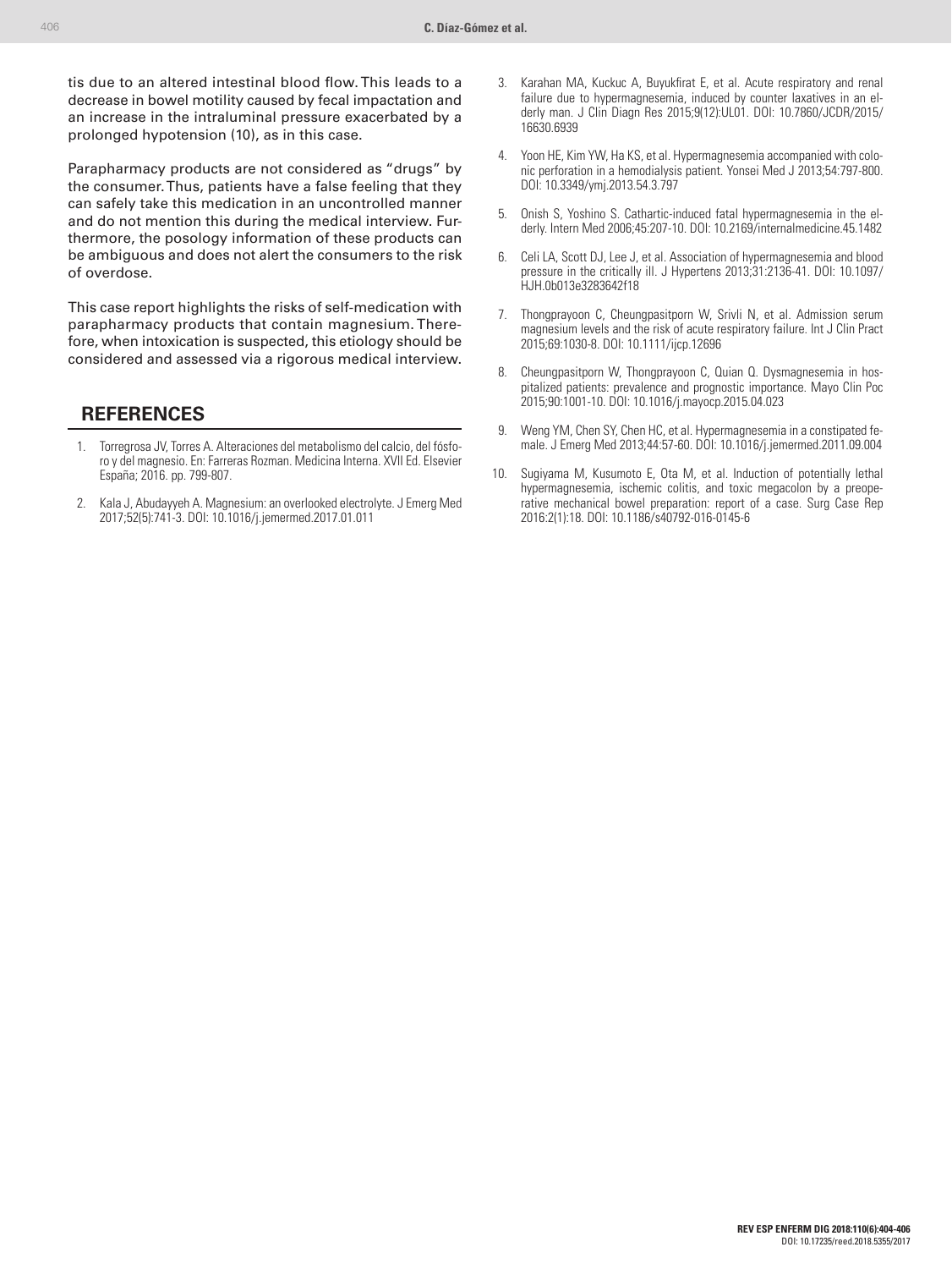tis due to an altered intestinal blood flow. This leads to a decrease in bowel motility caused by fecal impactation and an increase in the intraluminal pressure exacerbated by a prolonged hypotension (10), as in this case.

Parapharmacy products are not considered as "drugs" by the consumer. Thus, patients have a false feeling that they can safely take this medication in an uncontrolled manner and do not mention this during the medical interview. Furthermore, the posology information of these products can be ambiguous and does not alert the consumers to the risk of overdose.

This case report highlights the risks of self-medication with parapharmacy products that contain magnesium. Therefore, when intoxication is suspected, this etiology should be considered and assessed via a rigorous medical interview.

## REFERENCES

1. Torregrosa JV, Torres A. Alteraciones del metabolismo del calcio, del fósforo y del magnesio. En: Farreras Rozman. Medicina Interna. XVII Ed. Elsevier España; 2016. pp. 799-807.
2. Kala J, Abudayyeh A. Magnesium: an overlooked electrolyte. J Emerg Med 2017;52(5):741-3. DOI: 10.1016/j.jemermed.2017.01.011
3. Karahan MA, Kuckuc A, Buyukfirat E, et al. Acute respiratory and renal failure due to hypermagnesemia, induced by counter laxatives in an elderly man. J Clin Diagn Res 2015;9(12):UL01. DOI: 10.7860/JCDR/2015/16630.6939
4. Yoon HE, Kim YW, Ha KS, et al. Hypermagnesemia accompanied with colonic perforation in a hemodialysis patient. Yonsei Med J 2013;54:797-800. DOI: 10.3349/ymj.2013.54.3.797
5. Onish S, Yoshino S. Cathartic-induced fatal hypermagnesemia in the elderly. Intern Med 2006;45:207-10. DOI: 10.2169/internalmedicine.45.1482
6. Celi LA, Scott DJ, Lee J, et al. Association of hypermagnesemia and blood pressure in the critically ill. J Hypertens 2013;31:2136-41. DOI: 10.1097/HJH.0b013e3283642f18
7. Thongprayoon C, Cheungpasitporn W, Srivli N, et al. Admission serum magnesium levels and the risk of acute respiratory failure. Int J Clin Pract 2015;69:1030-8. DOI: 10.1111/ijcp.12696
8. Cheungpasitporn W, Thongprayoon C, Quian Q. Dysmagnesemia in hospitalized patients: prevalence and prognostic importance. Mayo Clin Poc 2015;90:1001-10. DOI: 10.1016/j.mayocp.2015.04.023
9. Weng YM, Chen SY, Chen HC, et al. Hypermagnesemia in a constipated female. J Emerg Med 2013;44:57-60. DOI: 10.1016/j.jemermed.2011.09.004
10. Sugiyama M, Kusumoto E, Ota M, et al. Induction of potentially lethal hypermagnesemia, ischemic colitis, and toxic megacolon by a preoperative mechanical bowel preparation: report of a case. Surg Case Rep 2016:2(1):18. DOI: 10.1186/s40792-016-0145-6